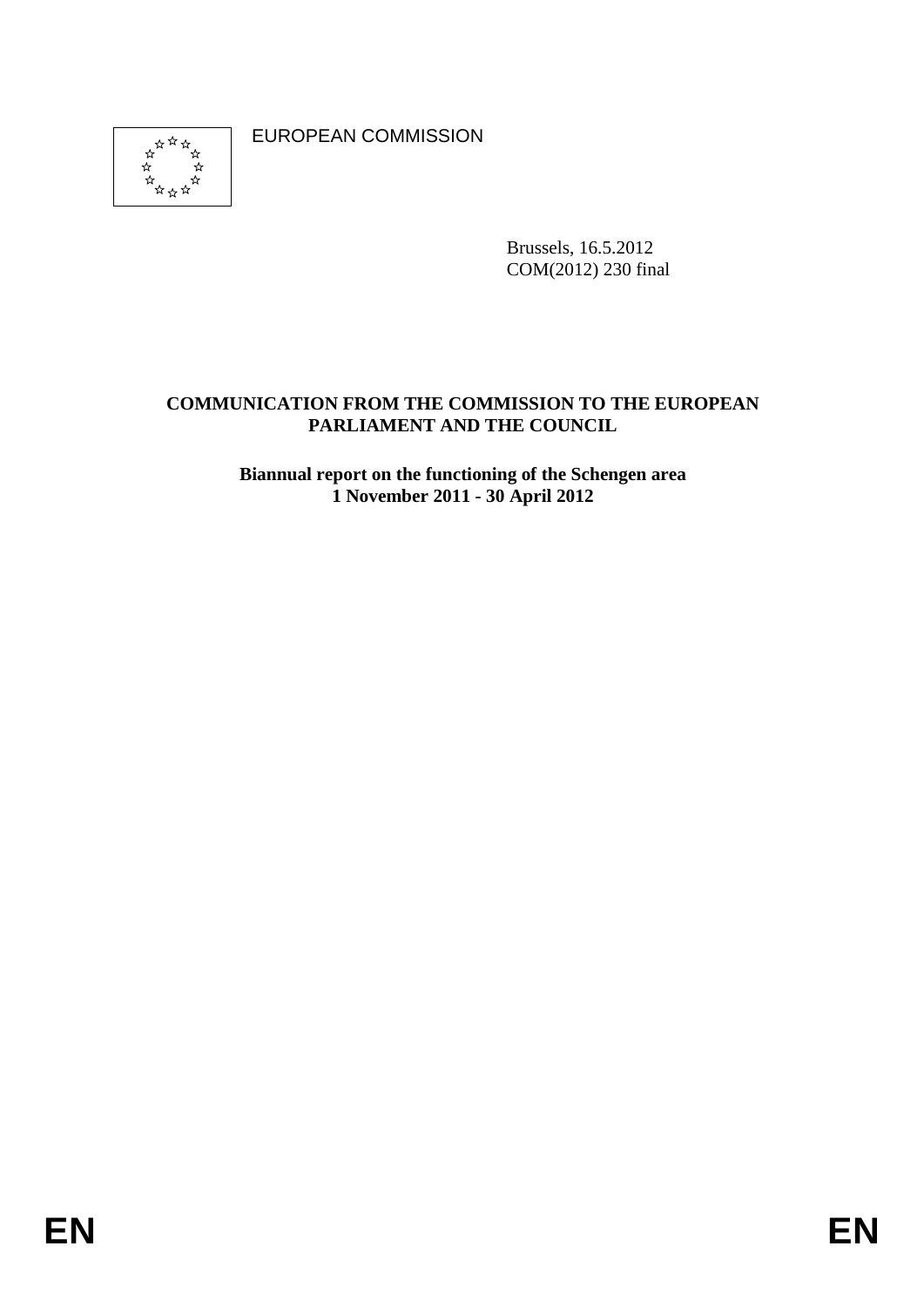EUROPEAN COMMISSION

Brussels, 16.5.2012
COM(2012) 230 final

**COMMUNICATION FROM THE COMMISSION TO THE EUROPEAN PARLIAMENT AND THE COUNCIL**

**Biannual report on the functioning of the Schengen area**
**1 November 2011 - 30 April 2012**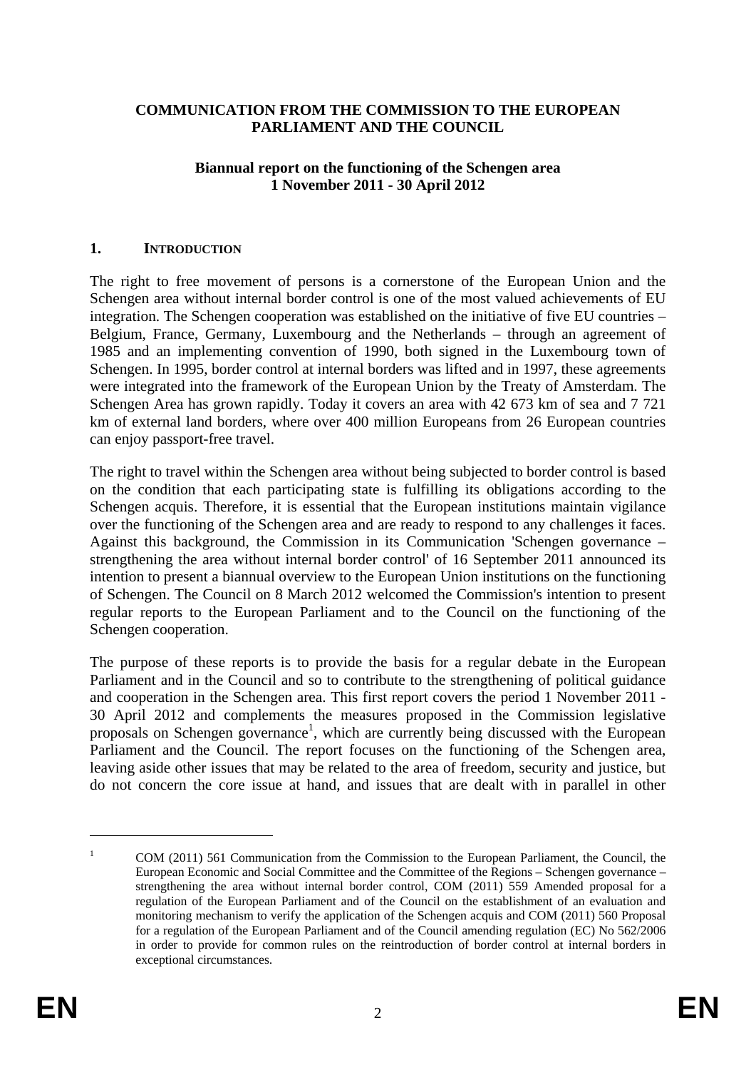**COMMUNICATION FROM THE COMMISSION TO THE EUROPEAN PARLIAMENT AND THE COUNCIL**

**Biannual report on the functioning of the Schengen area**
**1 November 2011 - 30 April 2012**

## 1. INTRODUCTION

The right to free movement of persons is a cornerstone of the European Union and the Schengen area without internal border control is one of the most valued achievements of EU integration. The Schengen cooperation was established on the initiative of five EU countries – Belgium, France, Germany, Luxembourg and the Netherlands – through an agreement of 1985 and an implementing convention of 1990, both signed in the Luxembourg town of Schengen. In 1995, border control at internal borders was lifted and in 1997, these agreements were integrated into the framework of the European Union by the Treaty of Amsterdam. The Schengen Area has grown rapidly. Today it covers an area with 42 673 km of sea and 7 721 km of external land borders, where over 400 million Europeans from 26 European countries can enjoy passport-free travel.

The right to travel within the Schengen area without being subjected to border control is based on the condition that each participating state is fulfilling its obligations according to the Schengen acquis. Therefore, it is essential that the European institutions maintain vigilance over the functioning of the Schengen area and are ready to respond to any challenges it faces. Against this background, the Commission in its Communication 'Schengen governance – strengthening the area without internal border control' of 16 September 2011 announced its intention to present a biannual overview to the European Union institutions on the functioning of Schengen. The Council on 8 March 2012 welcomed the Commission's intention to present regular reports to the European Parliament and to the Council on the functioning of the Schengen cooperation.

The purpose of these reports is to provide the basis for a regular debate in the European Parliament and in the Council and so to contribute to the strengthening of political guidance and cooperation in the Schengen area. This first report covers the period 1 November 2011 - 30 April 2012 and complements the measures proposed in the Commission legislative proposals on Schengen governance[1], which are currently being discussed with the European Parliament and the Council. The report focuses on the functioning of the Schengen area, leaving aside other issues that may be related to the area of freedom, security and justice, but do not concern the core issue at hand, and issues that are dealt with in parallel in other

---

[1] COM (2011) 561 Communication from the Commission to the European Parliament, the Council, the European Economic and Social Committee and the Committee of the Regions – Schengen governance – strengthening the area without internal border control, COM (2011) 559 Amended proposal for a regulation of the European Parliament and of the Council on the establishment of an evaluation and monitoring mechanism to verify the application of the Schengen acquis and COM (2011) 560 Proposal for a regulation of the European Parliament and of the Council amending regulation (EC) No 562/2006 in order to provide for common rules on the reintroduction of border control at internal borders in exceptional circumstances.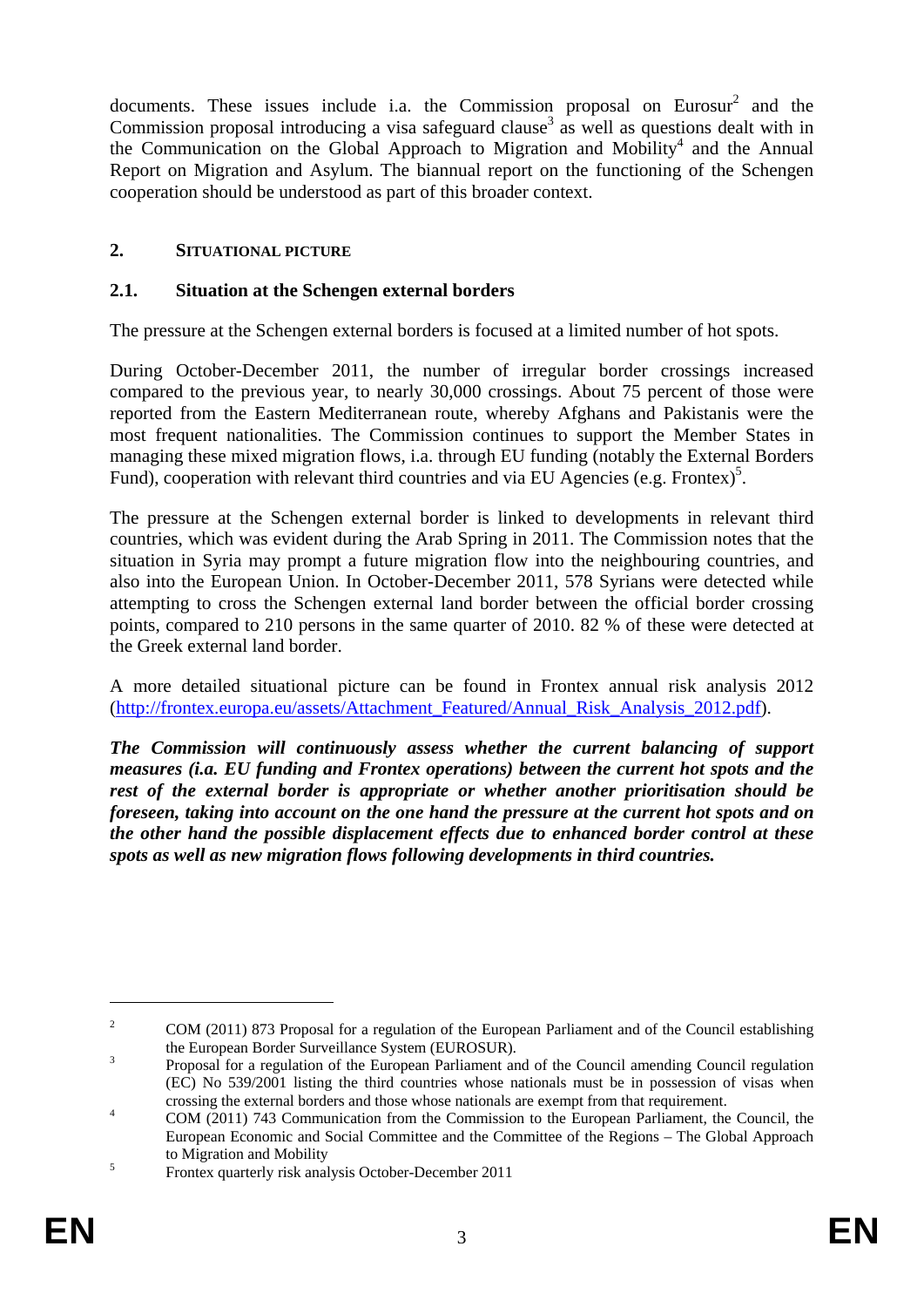documents. These issues include i.a. the Commission proposal on Eurosur[2] and the Commission proposal introducing a visa safeguard clause[3] as well as questions dealt with in the Communication on the Global Approach to Migration and Mobility[4] and the Annual Report on Migration and Asylum. The biannual report on the functioning of the Schengen cooperation should be understood as part of this broader context.

## 2. SITUATIONAL PICTURE

### 2.1. Situation at the Schengen external borders

The pressure at the Schengen external borders is focused at a limited number of hot spots.

During October-December 2011, the number of irregular border crossings increased compared to the previous year, to nearly 30,000 crossings. About 75 percent of those were reported from the Eastern Mediterranean route, whereby Afghans and Pakistanis were the most frequent nationalities. The Commission continues to support the Member States in managing these mixed migration flows, i.a. through EU funding (notably the External Borders Fund), cooperation with relevant third countries and via EU Agencies (e.g. Frontex)[5].

The pressure at the Schengen external border is linked to developments in relevant third countries, which was evident during the Arab Spring in 2011. The Commission notes that the situation in Syria may prompt a future migration flow into the neighbouring countries, and also into the European Union. In October-December 2011, 578 Syrians were detected while attempting to cross the Schengen external land border between the official border crossing points, compared to 210 persons in the same quarter of 2010. 82 % of these were detected at the Greek external land border.

A more detailed situational picture can be found in Frontex annual risk analysis 2012 (http://frontex.europa.eu/assets/Attachment_Featured/Annual_Risk_Analysis_2012.pdf).

***The Commission will continuously assess whether the current balancing of support measures (i.a. EU funding and Frontex operations) between the current hot spots and the rest of the external border is appropriate or whether another prioritisation should be foreseen, taking into account on the one hand the pressure at the current hot spots and on the other hand the possible displacement effects due to enhanced border control at these spots as well as new migration flows following developments in third countries.***

---

[2] COM (2011) 873 Proposal for a regulation of the European Parliament and of the Council establishing the European Border Surveillance System (EUROSUR).

[3] Proposal for a regulation of the European Parliament and of the Council amending Council regulation (EC) No 539/2001 listing the third countries whose nationals must be in possession of visas when crossing the external borders and those whose nationals are exempt from that requirement.

[4] COM (2011) 743 Communication from the Commission to the European Parliament, the Council, the European Economic and Social Committee and the Committee of the Regions – The Global Approach to Migration and Mobility

[5] Frontex quarterly risk analysis October-December 2011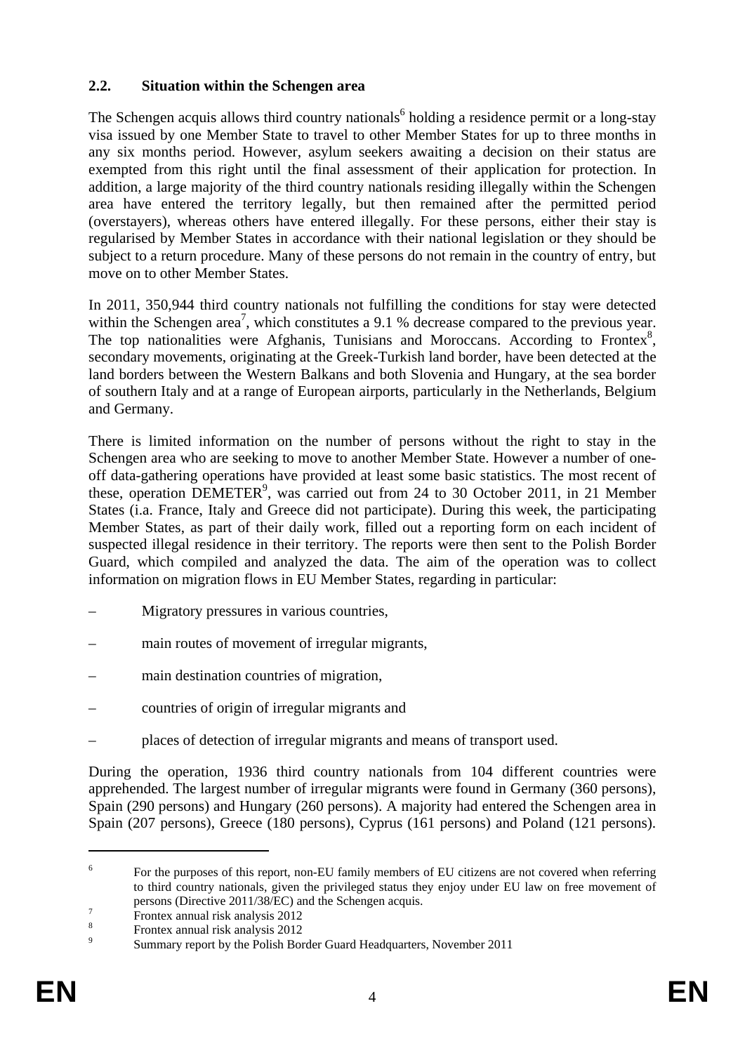## 2.2. Situation within the Schengen area

The Schengen acquis allows third country nationals[6] holding a residence permit or a long-stay visa issued by one Member State to travel to other Member States for up to three months in any six months period. However, asylum seekers awaiting a decision on their status are exempted from this right until the final assessment of their application for protection. In addition, a large majority of the third country nationals residing illegally within the Schengen area have entered the territory legally, but then remained after the permitted period (overstayers), whereas others have entered illegally. For these persons, either their stay is regularised by Member States in accordance with their national legislation or they should be subject to a return procedure. Many of these persons do not remain in the country of entry, but move on to other Member States.

In 2011, 350,944 third country nationals not fulfilling the conditions for stay were detected within the Schengen area[7], which constitutes a 9.1 % decrease compared to the previous year. The top nationalities were Afghanis, Tunisians and Moroccans. According to Frontex[8], secondary movements, originating at the Greek-Turkish land border, have been detected at the land borders between the Western Balkans and both Slovenia and Hungary, at the sea border of southern Italy and at a range of European airports, particularly in the Netherlands, Belgium and Germany.

There is limited information on the number of persons without the right to stay in the Schengen area who are seeking to move to another Member State. However a number of one-off data-gathering operations have provided at least some basic statistics. The most recent of these, operation DEMETER[9], was carried out from 24 to 30 October 2011, in 21 Member States (i.a. France, Italy and Greece did not participate). During this week, the participating Member States, as part of their daily work, filled out a reporting form on each incident of suspected illegal residence in their territory. The reports were then sent to the Polish Border Guard, which compiled and analyzed the data. The aim of the operation was to collect information on migration flows in EU Member States, regarding in particular:

- Migratory pressures in various countries,
- main routes of movement of irregular migrants,
- main destination countries of migration,
- countries of origin of irregular migrants and
- places of detection of irregular migrants and means of transport used.

During the operation, 1936 third country nationals from 104 different countries were apprehended. The largest number of irregular migrants were found in Germany (360 persons), Spain (290 persons) and Hungary (260 persons). A majority had entered the Schengen area in Spain (207 persons), Greece (180 persons), Cyprus (161 persons) and Poland (121 persons).

---

[6] For the purposes of this report, non-EU family members of EU citizens are not covered when referring to third country nationals, given the privileged status they enjoy under EU law on free movement of persons (Directive 2011/38/EC) and the Schengen acquis.

[7] Frontex annual risk analysis 2012

[8] Frontex annual risk analysis 2012

[9] Summary report by the Polish Border Guard Headquarters, November 2011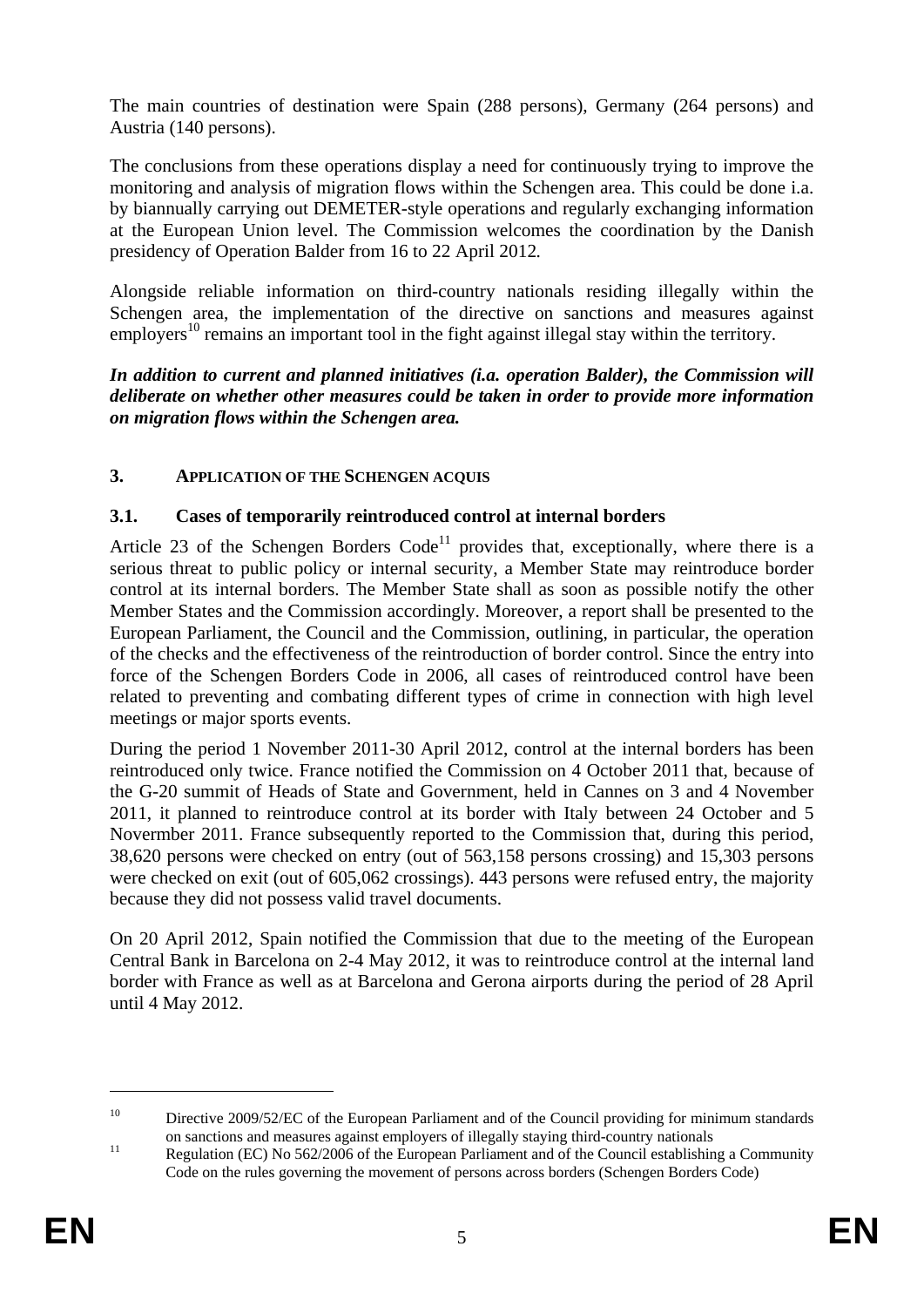The main countries of destination were Spain (288 persons), Germany (264 persons) and Austria (140 persons).

The conclusions from these operations display a need for continuously trying to improve the monitoring and analysis of migration flows within the Schengen area. This could be done i.a. by biannually carrying out DEMETER-style operations and regularly exchanging information at the European Union level. The Commission welcomes the coordination by the Danish presidency of Operation Balder from 16 to 22 April 2012.

Alongside reliable information on third-country nationals residing illegally within the Schengen area, the implementation of the directive on sanctions and measures against employers[10] remains an important tool in the fight against illegal stay within the territory.

***In addition to current and planned initiatives (i.a. operation Balder), the Commission will deliberate on whether other measures could be taken in order to provide more information on migration flows within the Schengen area.***

## 3. APPLICATION OF THE SCHENGEN ACQUIS

### 3.1. Cases of temporarily reintroduced control at internal borders

Article 23 of the Schengen Borders Code[11] provides that, exceptionally, where there is a serious threat to public policy or internal security, a Member State may reintroduce border control at its internal borders. The Member State shall as soon as possible notify the other Member States and the Commission accordingly. Moreover, a report shall be presented to the European Parliament, the Council and the Commission, outlining, in particular, the operation of the checks and the effectiveness of the reintroduction of border control. Since the entry into force of the Schengen Borders Code in 2006, all cases of reintroduced control have been related to preventing and combating different types of crime in connection with high level meetings or major sports events.

During the period 1 November 2011-30 April 2012, control at the internal borders has been reintroduced only twice. France notified the Commission on 4 October 2011 that, because of the G-20 summit of Heads of State and Government, held in Cannes on 3 and 4 November 2011, it planned to reintroduce control at its border with Italy between 24 October and 5 Novermber 2011. France subsequently reported to the Commission that, during this period, 38,620 persons were checked on entry (out of 563,158 persons crossing) and 15,303 persons were checked on exit (out of 605,062 crossings). 443 persons were refused entry, the majority because they did not possess valid travel documents.

On 20 April 2012, Spain notified the Commission that due to the meeting of the European Central Bank in Barcelona on 2-4 May 2012, it was to reintroduce control at the internal land border with France as well as at Barcelona and Gerona airports during the period of 28 April until 4 May 2012.

---

[10] Directive 2009/52/EC of the European Parliament and of the Council providing for minimum standards on sanctions and measures against employers of illegally staying third-country nationals

[11] Regulation (EC) No 562/2006 of the European Parliament and of the Council establishing a Community Code on the rules governing the movement of persons across borders (Schengen Borders Code)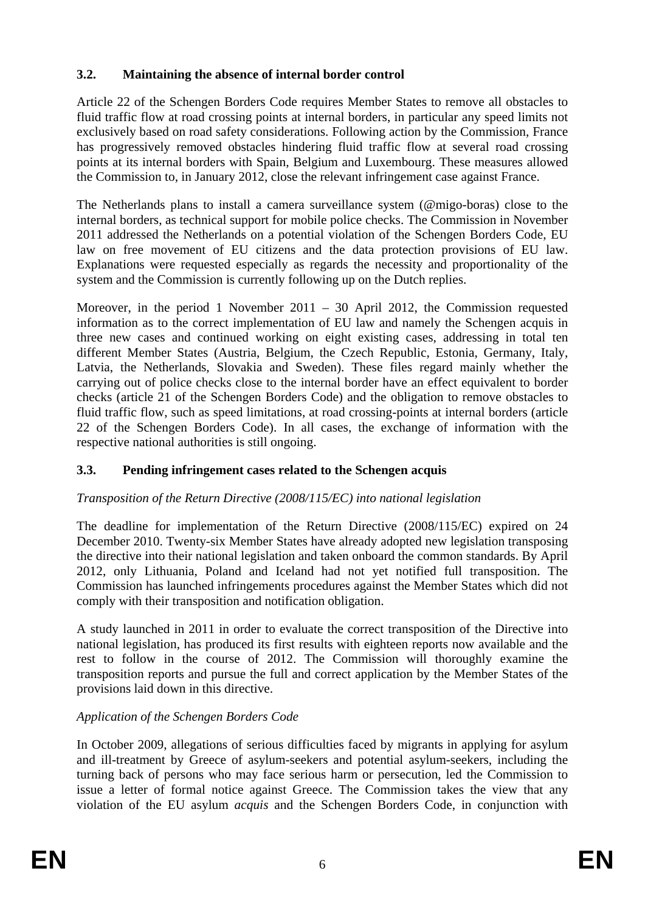### 3.2. Maintaining the absence of internal border control

Article 22 of the Schengen Borders Code requires Member States to remove all obstacles to fluid traffic flow at road crossing points at internal borders, in particular any speed limits not exclusively based on road safety considerations. Following action by the Commission, France has progressively removed obstacles hindering fluid traffic flow at several road crossing points at its internal borders with Spain, Belgium and Luxembourg. These measures allowed the Commission to, in January 2012, close the relevant infringement case against France.

The Netherlands plans to install a camera surveillance system (@migo-boras) close to the internal borders, as technical support for mobile police checks. The Commission in November 2011 addressed the Netherlands on a potential violation of the Schengen Borders Code, EU law on free movement of EU citizens and the data protection provisions of EU law. Explanations were requested especially as regards the necessity and proportionality of the system and the Commission is currently following up on the Dutch replies.

Moreover, in the period 1 November 2011 – 30 April 2012, the Commission requested information as to the correct implementation of EU law and namely the Schengen acquis in three new cases and continued working on eight existing cases, addressing in total ten different Member States (Austria, Belgium, the Czech Republic, Estonia, Germany, Italy, Latvia, the Netherlands, Slovakia and Sweden). These files regard mainly whether the carrying out of police checks close to the internal border have an effect equivalent to border checks (article 21 of the Schengen Borders Code) and the obligation to remove obstacles to fluid traffic flow, such as speed limitations, at road crossing-points at internal borders (article 22 of the Schengen Borders Code). In all cases, the exchange of information with the respective national authorities is still ongoing.

### 3.3. Pending infringement cases related to the Schengen acquis

*Transposition of the Return Directive (2008/115/EC) into national legislation*

The deadline for implementation of the Return Directive (2008/115/EC) expired on 24 December 2010. Twenty-six Member States have already adopted new legislation transposing the directive into their national legislation and taken onboard the common standards. By April 2012, only Lithuania, Poland and Iceland had not yet notified full transposition. The Commission has launched infringements procedures against the Member States which did not comply with their transposition and notification obligation.

A study launched in 2011 in order to evaluate the correct transposition of the Directive into national legislation, has produced its first results with eighteen reports now available and the rest to follow in the course of 2012. The Commission will thoroughly examine the transposition reports and pursue the full and correct application by the Member States of the provisions laid down in this directive.

*Application of the Schengen Borders Code*

In October 2009, allegations of serious difficulties faced by migrants in applying for asylum and ill-treatment by Greece of asylum-seekers and potential asylum-seekers, including the turning back of persons who may face serious harm or persecution, led the Commission to issue a letter of formal notice against Greece. The Commission takes the view that any violation of the EU asylum *acquis* and the Schengen Borders Code, in conjunction with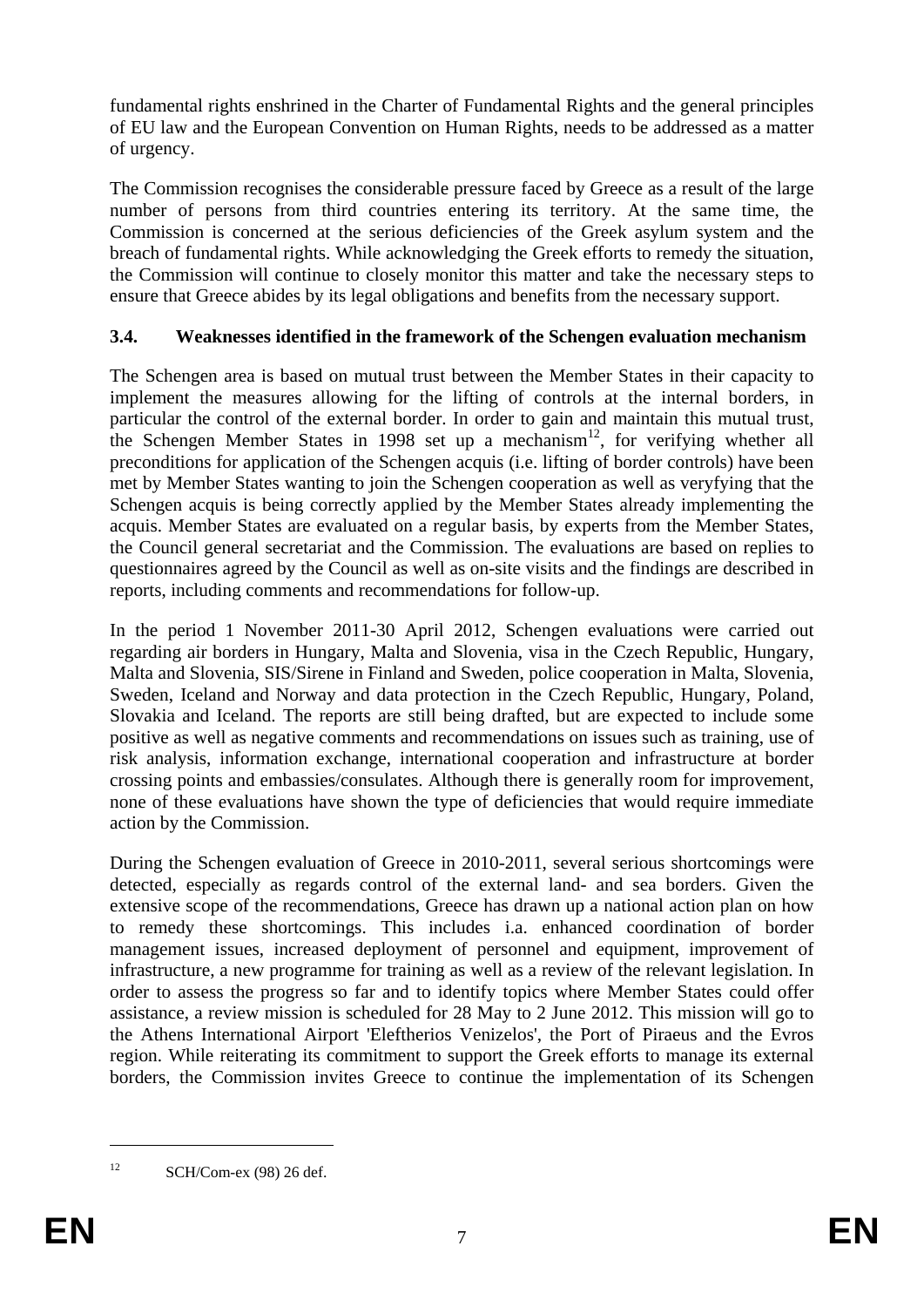fundamental rights enshrined in the Charter of Fundamental Rights and the general principles of EU law and the European Convention on Human Rights, needs to be addressed as a matter of urgency.

The Commission recognises the considerable pressure faced by Greece as a result of the large number of persons from third countries entering its territory. At the same time, the Commission is concerned at the serious deficiencies of the Greek asylum system and the breach of fundamental rights. While acknowledging the Greek efforts to remedy the situation, the Commission will continue to closely monitor this matter and take the necessary steps to ensure that Greece abides by its legal obligations and benefits from the necessary support.

### 3.4. Weaknesses identified in the framework of the Schengen evaluation mechanism

The Schengen area is based on mutual trust between the Member States in their capacity to implement the measures allowing for the lifting of controls at the internal borders, in particular the control of the external border. In order to gain and maintain this mutual trust, the Schengen Member States in 1998 set up a mechanism[12], for verifying whether all preconditions for application of the Schengen acquis (i.e. lifting of border controls) have been met by Member States wanting to join the Schengen cooperation as well as veryfying that the Schengen acquis is being correctly applied by the Member States already implementing the acquis. Member States are evaluated on a regular basis, by experts from the Member States, the Council general secretariat and the Commission. The evaluations are based on replies to questionnaires agreed by the Council as well as on-site visits and the findings are described in reports, including comments and recommendations for follow-up.

In the period 1 November 2011-30 April 2012, Schengen evaluations were carried out regarding air borders in Hungary, Malta and Slovenia, visa in the Czech Republic, Hungary, Malta and Slovenia, SIS/Sirene in Finland and Sweden, police cooperation in Malta, Slovenia, Sweden, Iceland and Norway and data protection in the Czech Republic, Hungary, Poland, Slovakia and Iceland. The reports are still being drafted, but are expected to include some positive as well as negative comments and recommendations on issues such as training, use of risk analysis, information exchange, international cooperation and infrastructure at border crossing points and embassies/consulates. Although there is generally room for improvement, none of these evaluations have shown the type of deficiencies that would require immediate action by the Commission.

During the Schengen evaluation of Greece in 2010-2011, several serious shortcomings were detected, especially as regards control of the external land- and sea borders. Given the extensive scope of the recommendations, Greece has drawn up a national action plan on how to remedy these shortcomings. This includes i.a. enhanced coordination of border management issues, increased deployment of personnel and equipment, improvement of infrastructure, a new programme for training as well as a review of the relevant legislation. In order to assess the progress so far and to identify topics where Member States could offer assistance, a review mission is scheduled for 28 May to 2 June 2012. This mission will go to the Athens International Airport 'Eleftherios Venizelos', the Port of Piraeus and the Evros region. While reiterating its commitment to support the Greek efforts to manage its external borders, the Commission invites Greece to continue the implementation of its Schengen

---

[12] SCH/Com-ex (98) 26 def.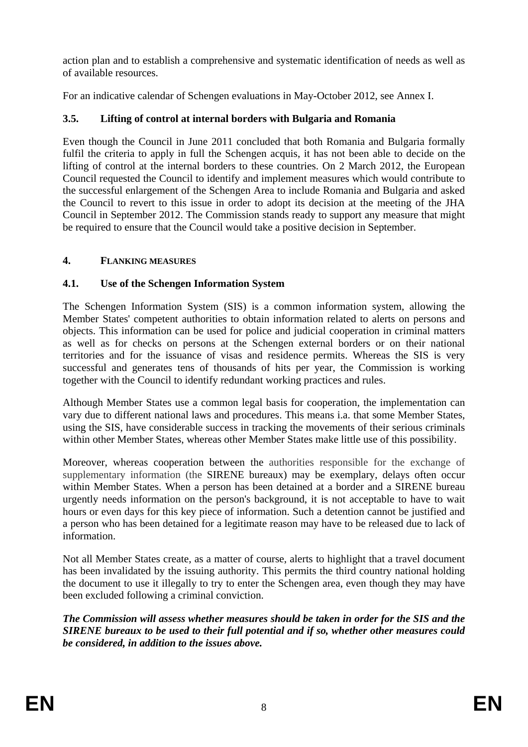action plan and to establish a comprehensive and systematic identification of needs as well as of available resources.

For an indicative calendar of Schengen evaluations in May-October 2012, see Annex I.

### 3.5. Lifting of control at internal borders with Bulgaria and Romania

Even though the Council in June 2011 concluded that both Romania and Bulgaria formally fulfil the criteria to apply in full the Schengen acquis, it has not been able to decide on the lifting of control at the internal borders to these countries. On 2 March 2012, the European Council requested the Council to identify and implement measures which would contribute to the successful enlargement of the Schengen Area to include Romania and Bulgaria and asked the Council to revert to this issue in order to adopt its decision at the meeting of the JHA Council in September 2012. The Commission stands ready to support any measure that might be required to ensure that the Council would take a positive decision in September.

## 4. FLANKING MEASURES

### 4.1. Use of the Schengen Information System

The Schengen Information System (SIS) is a common information system, allowing the Member States' competent authorities to obtain information related to alerts on persons and objects. This information can be used for police and judicial cooperation in criminal matters as well as for checks on persons at the Schengen external borders or on their national territories and for the issuance of visas and residence permits. Whereas the SIS is very successful and generates tens of thousands of hits per year, the Commission is working together with the Council to identify redundant working practices and rules.

Although Member States use a common legal basis for cooperation, the implementation can vary due to different national laws and procedures. This means i.a. that some Member States, using the SIS, have considerable success in tracking the movements of their serious criminals within other Member States, whereas other Member States make little use of this possibility.

Moreover, whereas cooperation between the authorities responsible for the exchange of supplementary information (the SIRENE bureaux) may be exemplary, delays often occur within Member States. When a person has been detained at a border and a SIRENE bureau urgently needs information on the person's background, it is not acceptable to have to wait hours or even days for this key piece of information. Such a detention cannot be justified and a person who has been detained for a legitimate reason may have to be released due to lack of information.

Not all Member States create, as a matter of course, alerts to highlight that a travel document has been invalidated by the issuing authority. This permits the third country national holding the document to use it illegally to try to enter the Schengen area, even though they may have been excluded following a criminal conviction.

***The Commission will assess whether measures should be taken in order for the SIS and the SIRENE bureaux to be used to their full potential and if so, whether other measures could be considered, in addition to the issues above.***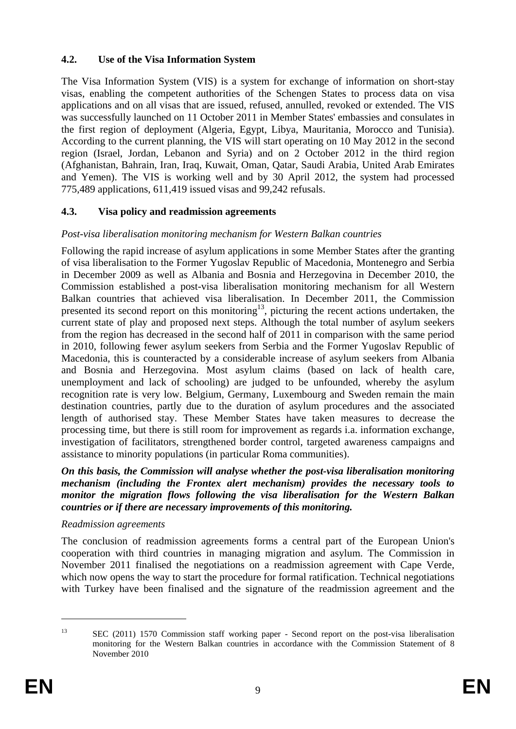### 4.2. Use of the Visa Information System

The Visa Information System (VIS) is a system for exchange of information on short-stay visas, enabling the competent authorities of the Schengen States to process data on visa applications and on all visas that are issued, refused, annulled, revoked or extended. The VIS was successfully launched on 11 October 2011 in Member States' embassies and consulates in the first region of deployment (Algeria, Egypt, Libya, Mauritania, Morocco and Tunisia). According to the current planning, the VIS will start operating on 10 May 2012 in the second region (Israel, Jordan, Lebanon and Syria) and on 2 October 2012 in the third region (Afghanistan, Bahrain, Iran, Iraq, Kuwait, Oman, Qatar, Saudi Arabia, United Arab Emirates and Yemen). The VIS is working well and by 30 April 2012, the system had processed 775,489 applications, 611,419 issued visas and 99,242 refusals.

### 4.3. Visa policy and readmission agreements

*Post-visa liberalisation monitoring mechanism for Western Balkan countries*

Following the rapid increase of asylum applications in some Member States after the granting of visa liberalisation to the Former Yugoslav Republic of Macedonia, Montenegro and Serbia in December 2009 as well as Albania and Bosnia and Herzegovina in December 2010, the Commission established a post-visa liberalisation monitoring mechanism for all Western Balkan countries that achieved visa liberalisation. In December 2011, the Commission presented its second report on this monitoring[13], picturing the recent actions undertaken, the current state of play and proposed next steps. Although the total number of asylum seekers from the region has decreased in the second half of 2011 in comparison with the same period in 2010, following fewer asylum seekers from Serbia and the Former Yugoslav Republic of Macedonia, this is counteracted by a considerable increase of asylum seekers from Albania and Bosnia and Herzegovina. Most asylum claims (based on lack of health care, unemployment and lack of schooling) are judged to be unfounded, whereby the asylum recognition rate is very low. Belgium, Germany, Luxembourg and Sweden remain the main destination countries, partly due to the duration of asylum procedures and the associated length of authorised stay. These Member States have taken measures to decrease the processing time, but there is still room for improvement as regards i.a. information exchange, investigation of facilitators, strengthened border control, targeted awareness campaigns and assistance to minority populations (in particular Roma communities).

***On this basis, the Commission will analyse whether the post-visa liberalisation monitoring mechanism (including the Frontex alert mechanism) provides the necessary tools to monitor the migration flows following the visa liberalisation for the Western Balkan countries or if there are necessary improvements of this monitoring.***

*Readmission agreements*

The conclusion of readmission agreements forms a central part of the European Union's cooperation with third countries in managing migration and asylum. The Commission in November 2011 finalised the negotiations on a readmission agreement with Cape Verde, which now opens the way to start the procedure for formal ratification. Technical negotiations with Turkey have been finalised and the signature of the readmission agreement and the

---

[13] SEC (2011) 1570 Commission staff working paper - Second report on the post-visa liberalisation monitoring for the Western Balkan countries in accordance with the Commission Statement of 8 November 2010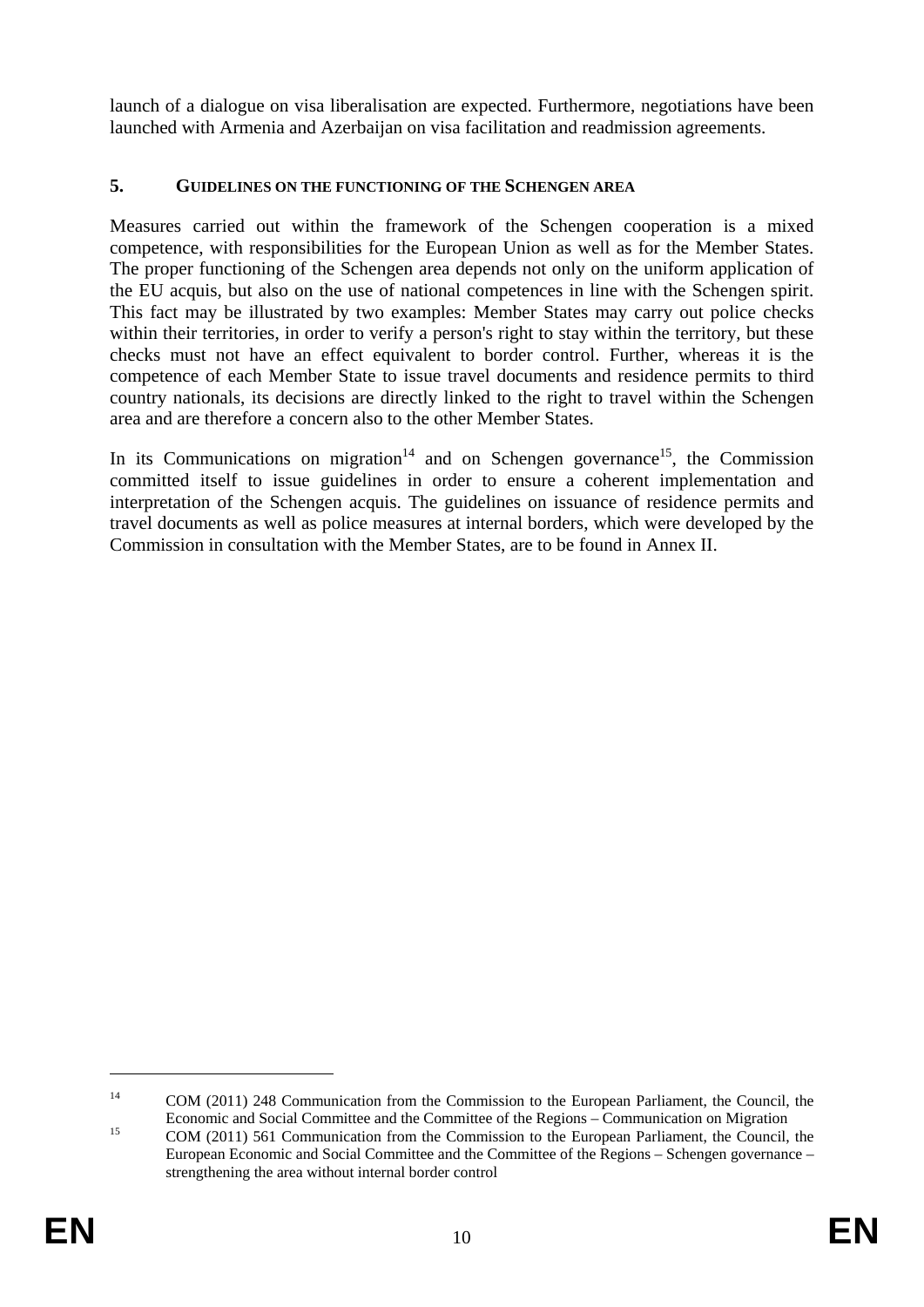launch of a dialogue on visa liberalisation are expected. Furthermore, negotiations have been launched with Armenia and Azerbaijan on visa facilitation and readmission agreements.

## 5. GUIDELINES ON THE FUNCTIONING OF THE SCHENGEN AREA

Measures carried out within the framework of the Schengen cooperation is a mixed competence, with responsibilities for the European Union as well as for the Member States. The proper functioning of the Schengen area depends not only on the uniform application of the EU acquis, but also on the use of national competences in line with the Schengen spirit. This fact may be illustrated by two examples: Member States may carry out police checks within their territories, in order to verify a person's right to stay within the territory, but these checks must not have an effect equivalent to border control. Further, whereas it is the competence of each Member State to issue travel documents and residence permits to third country nationals, its decisions are directly linked to the right to travel within the Schengen area and are therefore a concern also to the other Member States.

In its Communications on migration[14] and on Schengen governance[15], the Commission committed itself to issue guidelines in order to ensure a coherent implementation and interpretation of the Schengen acquis. The guidelines on issuance of residence permits and travel documents as well as police measures at internal borders, which were developed by the Commission in consultation with the Member States, are to be found in Annex II.

---

[14] COM (2011) 248 Communication from the Commission to the European Parliament, the Council, the Economic and Social Committee and the Committee of the Regions – Communication on Migration

[15] COM (2011) 561 Communication from the Commission to the European Parliament, the Council, the European Economic and Social Committee and the Committee of the Regions – Schengen governance – strengthening the area without internal border control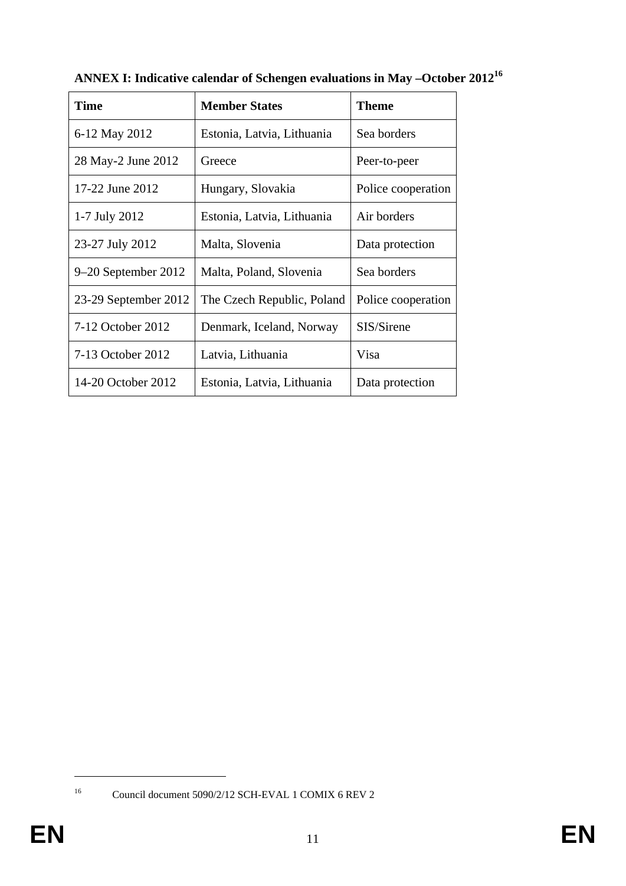**ANNEX I: Indicative calendar of Schengen evaluations in May –October 2012[16]**

| Time | Member States | Theme |
|---|---|---|
| 6-12 May 2012 | Estonia, Latvia, Lithuania | Sea borders |
| 28 May-2 June 2012 | Greece | Peer-to-peer |
| 17-22 June 2012 | Hungary, Slovakia | Police cooperation |
| 1-7 July 2012 | Estonia, Latvia, Lithuania | Air borders |
| 23-27 July 2012 | Malta, Slovenia | Data protection |
| 9–20 September 2012 | Malta, Poland, Slovenia | Sea borders |
| 23-29 September 2012 | The Czech Republic, Poland | Police cooperation |
| 7-12 October 2012 | Denmark, Iceland, Norway | SIS/Sirene |
| 7-13 October 2012 | Latvia, Lithuania | Visa |
| 14-20 October 2012 | Estonia, Latvia, Lithuania | Data protection |

[16] Council document 5090/2/12 SCH-EVAL 1 COMIX 6 REV 2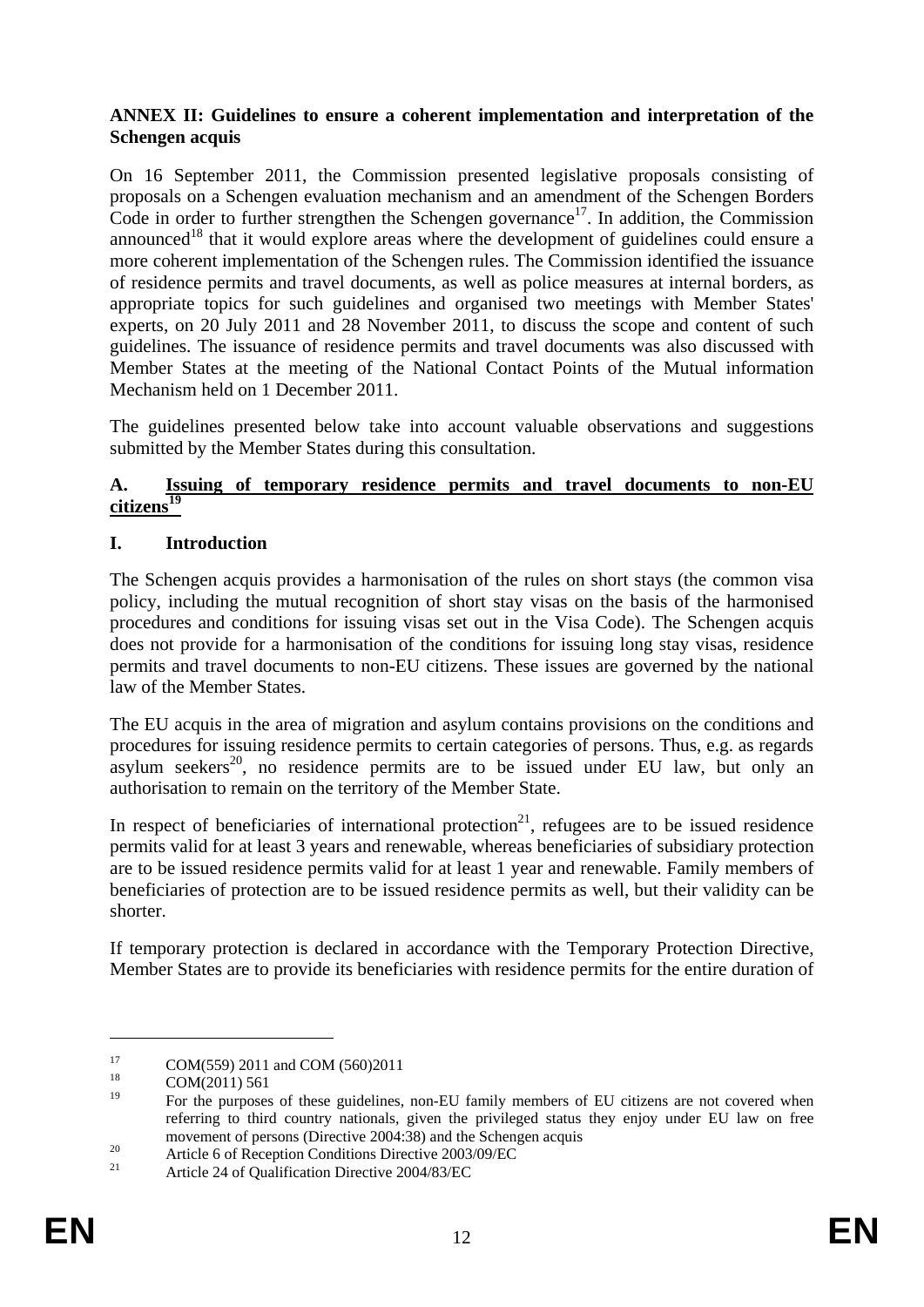**ANNEX II: Guidelines to ensure a coherent implementation and interpretation of the Schengen acquis**

On 16 September 2011, the Commission presented legislative proposals consisting of proposals on a Schengen evaluation mechanism and an amendment of the Schengen Borders Code in order to further strengthen the Schengen governance[17]. In addition, the Commission announced[18] that it would explore areas where the development of guidelines could ensure a more coherent implementation of the Schengen rules. The Commission identified the issuance of residence permits and travel documents, as well as police measures at internal borders, as appropriate topics for such guidelines and organised two meetings with Member States' experts, on 20 July 2011 and 28 November 2011, to discuss the scope and content of such guidelines. The issuance of residence permits and travel documents was also discussed with Member States at the meeting of the National Contact Points of the Mutual information Mechanism held on 1 December 2011.

The guidelines presented below take into account valuable observations and suggestions submitted by the Member States during this consultation.

## A. Issuing of temporary residence permits and travel documents to non-EU citizens[19]

### I. Introduction

The Schengen acquis provides a harmonisation of the rules on short stays (the common visa policy, including the mutual recognition of short stay visas on the basis of the harmonised procedures and conditions for issuing visas set out in the Visa Code). The Schengen acquis does not provide for a harmonisation of the conditions for issuing long stay visas, residence permits and travel documents to non-EU citizens. These issues are governed by the national law of the Member States.

The EU acquis in the area of migration and asylum contains provisions on the conditions and procedures for issuing residence permits to certain categories of persons. Thus, e.g. as regards asylum seekers[20], no residence permits are to be issued under EU law, but only an authorisation to remain on the territory of the Member State.

In respect of beneficiaries of international protection[21], refugees are to be issued residence permits valid for at least 3 years and renewable, whereas beneficiaries of subsidiary protection are to be issued residence permits valid for at least 1 year and renewable. Family members of beneficiaries of protection are to be issued residence permits as well, but their validity can be shorter.

If temporary protection is declared in accordance with the Temporary Protection Directive, Member States are to provide its beneficiaries with residence permits for the entire duration of

---

[17] COM(559) 2011 and COM (560)2011

[18] COM(2011) 561

[19] For the purposes of these guidelines, non-EU family members of EU citizens are not covered when referring to third country nationals, given the privileged status they enjoy under EU law on free movement of persons (Directive 2004:38) and the Schengen acquis

[20] Article 6 of Reception Conditions Directive 2003/09/EC

[21] Article 24 of Qualification Directive 2004/83/EC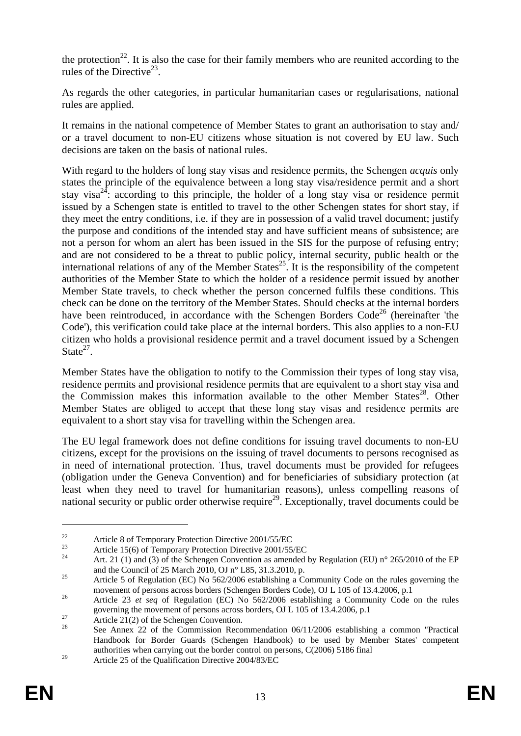the protection[22]. It is also the case for their family members who are reunited according to the rules of the Directive[23].

As regards the other categories, in particular humanitarian cases or regularisations, national rules are applied.

It remains in the national competence of Member States to grant an authorisation to stay and/ or a travel document to non-EU citizens whose situation is not covered by EU law. Such decisions are taken on the basis of national rules.

With regard to the holders of long stay visas and residence permits, the Schengen *acquis* only states the principle of the equivalence between a long stay visa/residence permit and a short stay visa[24]: according to this principle, the holder of a long stay visa or residence permit issued by a Schengen state is entitled to travel to the other Schengen states for short stay, if they meet the entry conditions, i.e. if they are in possession of a valid travel document; justify the purpose and conditions of the intended stay and have sufficient means of subsistence; are not a person for whom an alert has been issued in the SIS for the purpose of refusing entry; and are not considered to be a threat to public policy, internal security, public health or the international relations of any of the Member States[25]. It is the responsibility of the competent authorities of the Member State to which the holder of a residence permit issued by another Member State travels, to check whether the person concerned fulfils these conditions. This check can be done on the territory of the Member States. Should checks at the internal borders have been reintroduced, in accordance with the Schengen Borders Code[26] (hereinafter 'the Code'), this verification could take place at the internal borders. This also applies to a non-EU citizen who holds a provisional residence permit and a travel document issued by a Schengen State[27].

Member States have the obligation to notify to the Commission their types of long stay visa, residence permits and provisional residence permits that are equivalent to a short stay visa and the Commission makes this information available to the other Member States[28]. Other Member States are obliged to accept that these long stay visas and residence permits are equivalent to a short stay visa for travelling within the Schengen area.

The EU legal framework does not define conditions for issuing travel documents to non-EU citizens, except for the provisions on the issuing of travel documents to persons recognised as in need of international protection. Thus, travel documents must be provided for refugees (obligation under the Geneva Convention) and for beneficiaries of subsidiary protection (at least when they need to travel for humanitarian reasons), unless compelling reasons of national security or public order otherwise require[29]. Exceptionally, travel documents could be

---

[22] Article 8 of Temporary Protection Directive 2001/55/EC

[23] Article 15(6) of Temporary Protection Directive 2001/55/EC

[24] Art. 21 (1) and (3) of the Schengen Convention as amended by Regulation (EU) n° 265/2010 of the EP and the Council of 25 March 2010, OJ n° L85, 31.3.2010, p.

[25] Article 5 of Regulation (EC) No 562/2006 establishing a Community Code on the rules governing the movement of persons across borders (Schengen Borders Code), OJ L 105 of 13.4.2006, p.1

[26] Article 23 *et seq* of Regulation (EC) No 562/2006 establishing a Community Code on the rules governing the movement of persons across borders, OJ L 105 of 13.4.2006, p.1

[27] Article 21(2) of the Schengen Convention.

[28] See Annex 22 of the Commission Recommendation 06/11/2006 establishing a common "Practical Handbook for Border Guards (Schengen Handbook) to be used by Member States' competent authorities when carrying out the border control on persons, C(2006) 5186 final

[29] Article 25 of the Qualification Directive 2004/83/EC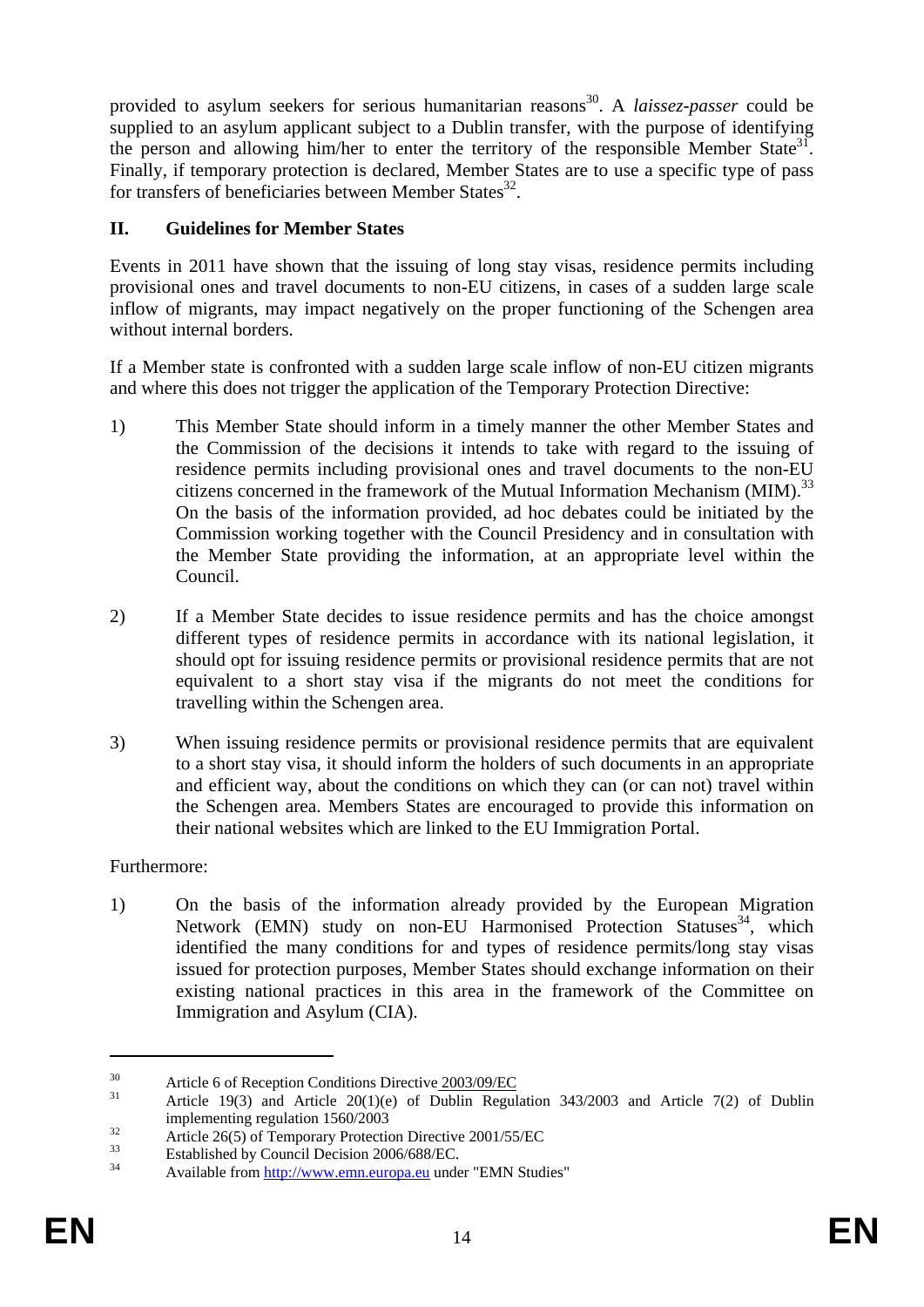provided to asylum seekers for serious humanitarian reasons[30]. A *laissez-passer* could be supplied to an asylum applicant subject to a Dublin transfer, with the purpose of identifying the person and allowing him/her to enter the territory of the responsible Member State[31]. Finally, if temporary protection is declared, Member States are to use a specific type of pass for transfers of beneficiaries between Member States[32].

## II. Guidelines for Member States

Events in 2011 have shown that the issuing of long stay visas, residence permits including provisional ones and travel documents to non-EU citizens, in cases of a sudden large scale inflow of migrants, may impact negatively on the proper functioning of the Schengen area without internal borders.

If a Member state is confronted with a sudden large scale inflow of non-EU citizen migrants and where this does not trigger the application of the Temporary Protection Directive:

1) This Member State should inform in a timely manner the other Member States and the Commission of the decisions it intends to take with regard to the issuing of residence permits including provisional ones and travel documents to the non-EU citizens concerned in the framework of the Mutual Information Mechanism (MIM).[33] On the basis of the information provided, ad hoc debates could be initiated by the Commission working together with the Council Presidency and in consultation with the Member State providing the information, at an appropriate level within the Council.

2) If a Member State decides to issue residence permits and has the choice amongst different types of residence permits in accordance with its national legislation, it should opt for issuing residence permits or provisional residence permits that are not equivalent to a short stay visa if the migrants do not meet the conditions for travelling within the Schengen area.

3) When issuing residence permits or provisional residence permits that are equivalent to a short stay visa, it should inform the holders of such documents in an appropriate and efficient way, about the conditions on which they can (or can not) travel within the Schengen area. Members States are encouraged to provide this information on their national websites which are linked to the EU Immigration Portal.

Furthermore:

1) On the basis of the information already provided by the European Migration Network (EMN) study on non-EU Harmonised Protection Statuses[34], which identified the many conditions for and types of residence permits/long stay visas issued for protection purposes, Member States should exchange information on their existing national practices in this area in the framework of the Committee on Immigration and Asylum (CIA).

---

[30] Article 6 of Reception Conditions Directive 2003/09/EC

[31] Article 19(3) and Article 20(1)(e) of Dublin Regulation 343/2003 and Article 7(2) of Dublin implementing regulation 1560/2003

[32] Article 26(5) of Temporary Protection Directive 2001/55/EC

[33] Established by Council Decision 2006/688/EC.

[34] Available from http://www.emn.europa.eu under "EMN Studies"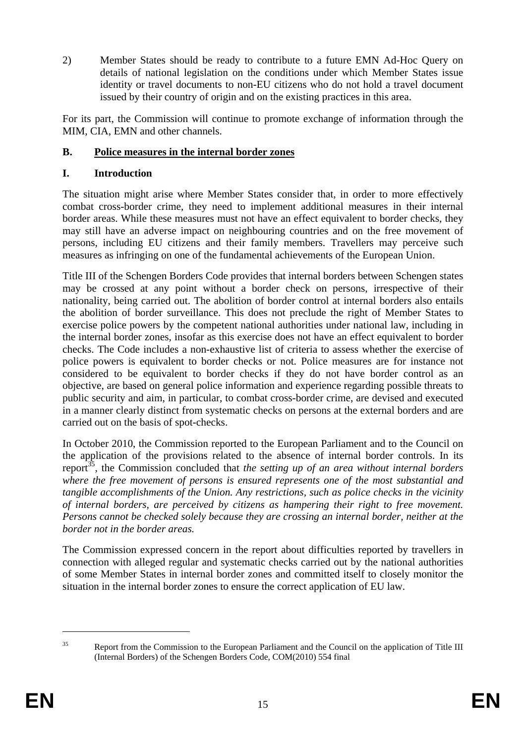2) Member States should be ready to contribute to a future EMN Ad-Hoc Query on details of national legislation on the conditions under which Member States issue identity or travel documents to non-EU citizens who do not hold a travel document issued by their country of origin and on the existing practices in this area.

For its part, the Commission will continue to promote exchange of information through the MIM, CIA, EMN and other channels.

## B. Police measures in the internal border zones

### I. Introduction

The situation might arise where Member States consider that, in order to more effectively combat cross-border crime, they need to implement additional measures in their internal border areas. While these measures must not have an effect equivalent to border checks, they may still have an adverse impact on neighbouring countries and on the free movement of persons, including EU citizens and their family members. Travellers may perceive such measures as infringing on one of the fundamental achievements of the European Union.

Title III of the Schengen Borders Code provides that internal borders between Schengen states may be crossed at any point without a border check on persons, irrespective of their nationality, being carried out. The abolition of border control at internal borders also entails the abolition of border surveillance. This does not preclude the right of Member States to exercise police powers by the competent national authorities under national law, including in the internal border zones, insofar as this exercise does not have an effect equivalent to border checks. The Code includes a non-exhaustive list of criteria to assess whether the exercise of police powers is equivalent to border checks or not. Police measures are for instance not considered to be equivalent to border checks if they do not have border control as an objective, are based on general police information and experience regarding possible threats to public security and aim, in particular, to combat cross-border crime, are devised and executed in a manner clearly distinct from systematic checks on persons at the external borders and are carried out on the basis of spot-checks.

In October 2010, the Commission reported to the European Parliament and to the Council on the application of the provisions related to the absence of internal border controls. In its report[35], the Commission concluded that *the setting up of an area without internal borders where the free movement of persons is ensured represents one of the most substantial and tangible accomplishments of the Union. Any restrictions, such as police checks in the vicinity of internal borders, are perceived by citizens as hampering their right to free movement. Persons cannot be checked solely because they are crossing an internal border, neither at the border not in the border areas.*

The Commission expressed concern in the report about difficulties reported by travellers in connection with alleged regular and systematic checks carried out by the national authorities of some Member States in internal border zones and committed itself to closely monitor the situation in the internal border zones to ensure the correct application of EU law.

---

[35] Report from the Commission to the European Parliament and the Council on the application of Title III (Internal Borders) of the Schengen Borders Code, COM(2010) 554 final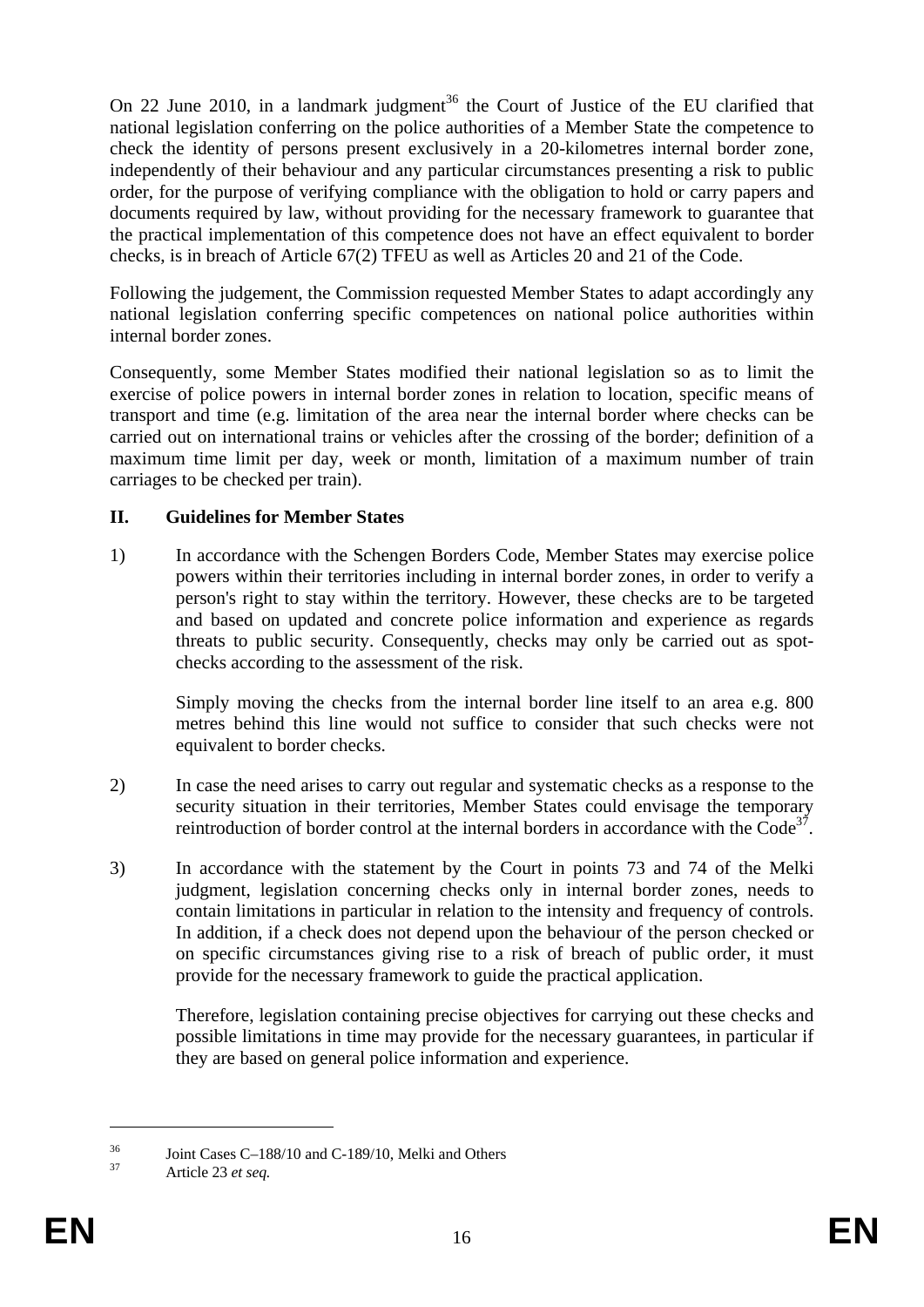On 22 June 2010, in a landmark judgment[36] the Court of Justice of the EU clarified that national legislation conferring on the police authorities of a Member State the competence to check the identity of persons present exclusively in a 20-kilometres internal border zone, independently of their behaviour and any particular circumstances presenting a risk to public order, for the purpose of verifying compliance with the obligation to hold or carry papers and documents required by law, without providing for the necessary framework to guarantee that the practical implementation of this competence does not have an effect equivalent to border checks, is in breach of Article 67(2) TFEU as well as Articles 20 and 21 of the Code.

Following the judgement, the Commission requested Member States to adapt accordingly any national legislation conferring specific competences on national police authorities within internal border zones.

Consequently, some Member States modified their national legislation so as to limit the exercise of police powers in internal border zones in relation to location, specific means of transport and time (e.g. limitation of the area near the internal border where checks can be carried out on international trains or vehicles after the crossing of the border; definition of a maximum time limit per day, week or month, limitation of a maximum number of train carriages to be checked per train).

## II. Guidelines for Member States

1) In accordance with the Schengen Borders Code, Member States may exercise police powers within their territories including in internal border zones, in order to verify a person's right to stay within the territory. However, these checks are to be targeted and based on updated and concrete police information and experience as regards threats to public security. Consequently, checks may only be carried out as spot-checks according to the assessment of the risk.

   Simply moving the checks from the internal border line itself to an area e.g. 800 metres behind this line would not suffice to consider that such checks were not equivalent to border checks.

2) In case the need arises to carry out regular and systematic checks as a response to the security situation in their territories, Member States could envisage the temporary reintroduction of border control at the internal borders in accordance with the Code[37].

3) In accordance with the statement by the Court in points 73 and 74 of the Melki judgment, legislation concerning checks only in internal border zones, needs to contain limitations in particular in relation to the intensity and frequency of controls. In addition, if a check does not depend upon the behaviour of the person checked or on specific circumstances giving rise to a risk of breach of public order, it must provide for the necessary framework to guide the practical application.

   Therefore, legislation containing precise objectives for carrying out these checks and possible limitations in time may provide for the necessary guarantees, in particular if they are based on general police information and experience.

---

[36] Joint Cases C–188/10 and C-189/10, Melki and Others

[37] Article 23 *et seq.*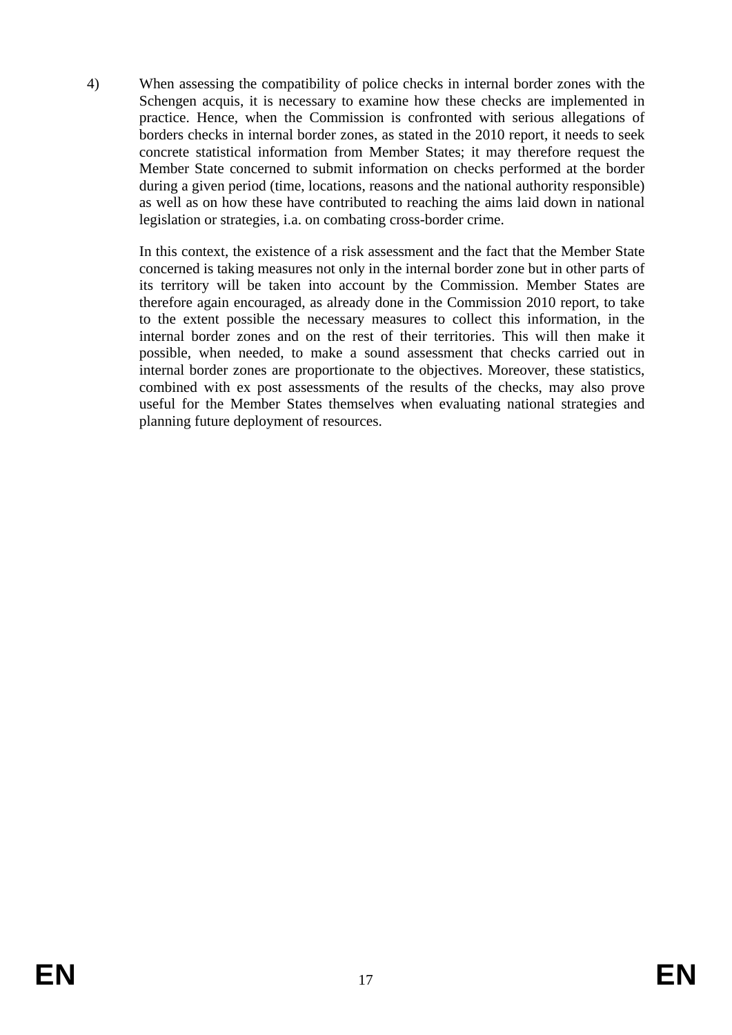4) When assessing the compatibility of police checks in internal border zones with the Schengen acquis, it is necessary to examine how these checks are implemented in practice. Hence, when the Commission is confronted with serious allegations of borders checks in internal border zones, as stated in the 2010 report, it needs to seek concrete statistical information from Member States; it may therefore request the Member State concerned to submit information on checks performed at the border during a given period (time, locations, reasons and the national authority responsible) as well as on how these have contributed to reaching the aims laid down in national legislation or strategies, i.a. on combating cross-border crime.

In this context, the existence of a risk assessment and the fact that the Member State concerned is taking measures not only in the internal border zone but in other parts of its territory will be taken into account by the Commission. Member States are therefore again encouraged, as already done in the Commission 2010 report, to take to the extent possible the necessary measures to collect this information, in the internal border zones and on the rest of their territories. This will then make it possible, when needed, to make a sound assessment that checks carried out in internal border zones are proportionate to the objectives. Moreover, these statistics, combined with ex post assessments of the results of the checks, may also prove useful for the Member States themselves when evaluating national strategies and planning future deployment of resources.